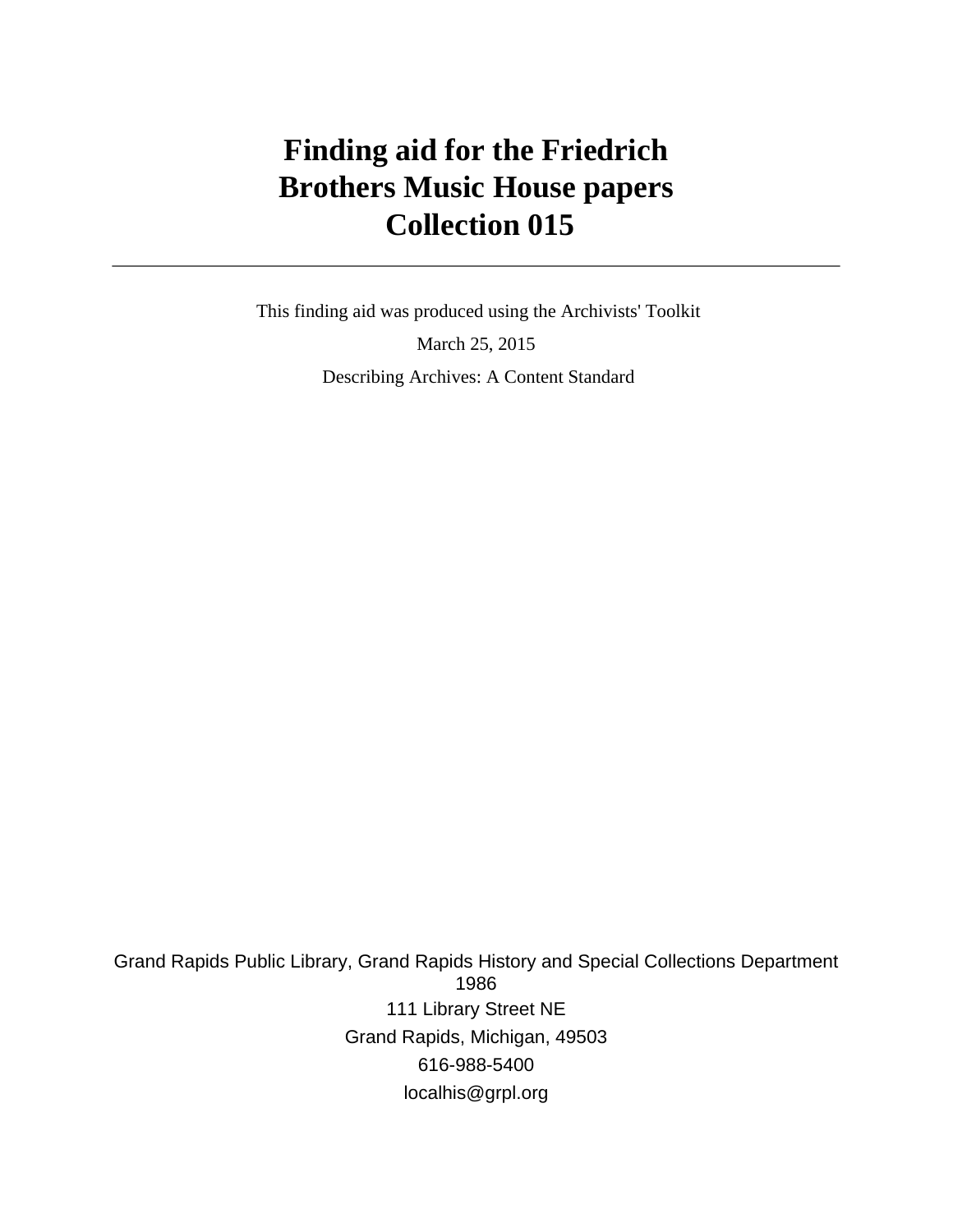# Finding aid for the Friedrich Brothers Music House papers Collection 015

This finding aid was produced using the Archivists' Toolkit

March 25, 2015

Describing Archives: A Content Standard

Grand Rapids Public Library, Grand Rapids History and Special Collections Department
1986

111 Library Street NE

Grand Rapids, Michigan, 49503

616-988-5400

localhis@grpl.org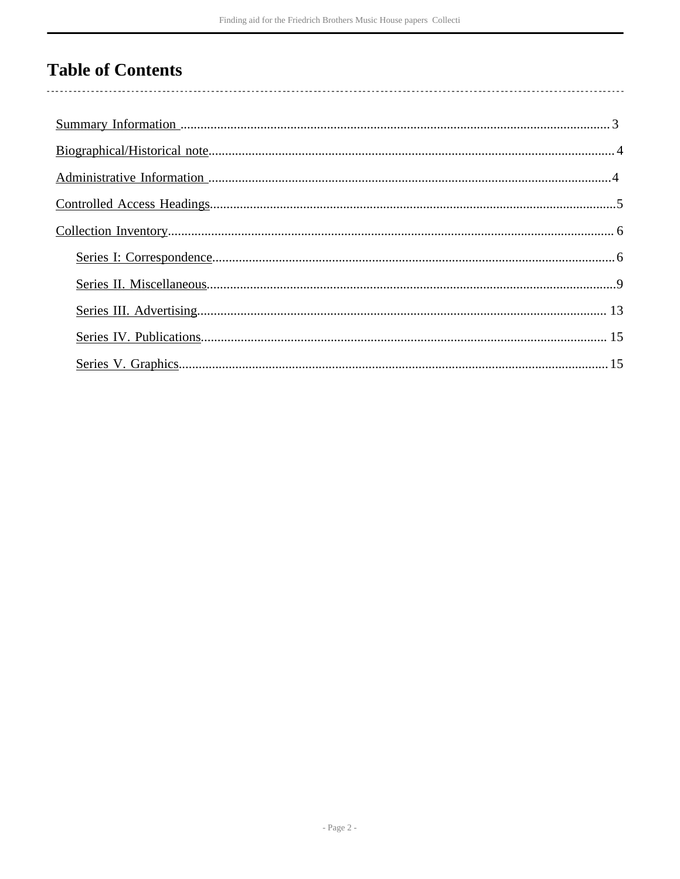# Table of Contents

- Summary Information ..... 3
- Biographical/Historical note ..... 4
- Administrative Information ..... 4
- Controlled Access Headings ..... 5
- Collection Inventory ..... 6
  - Series I: Correspondence ..... 6
  - Series II. Miscellaneous ..... 9
  - Series III. Advertising ..... 13
  - Series IV. Publications ..... 15
  - Series V. Graphics ..... 15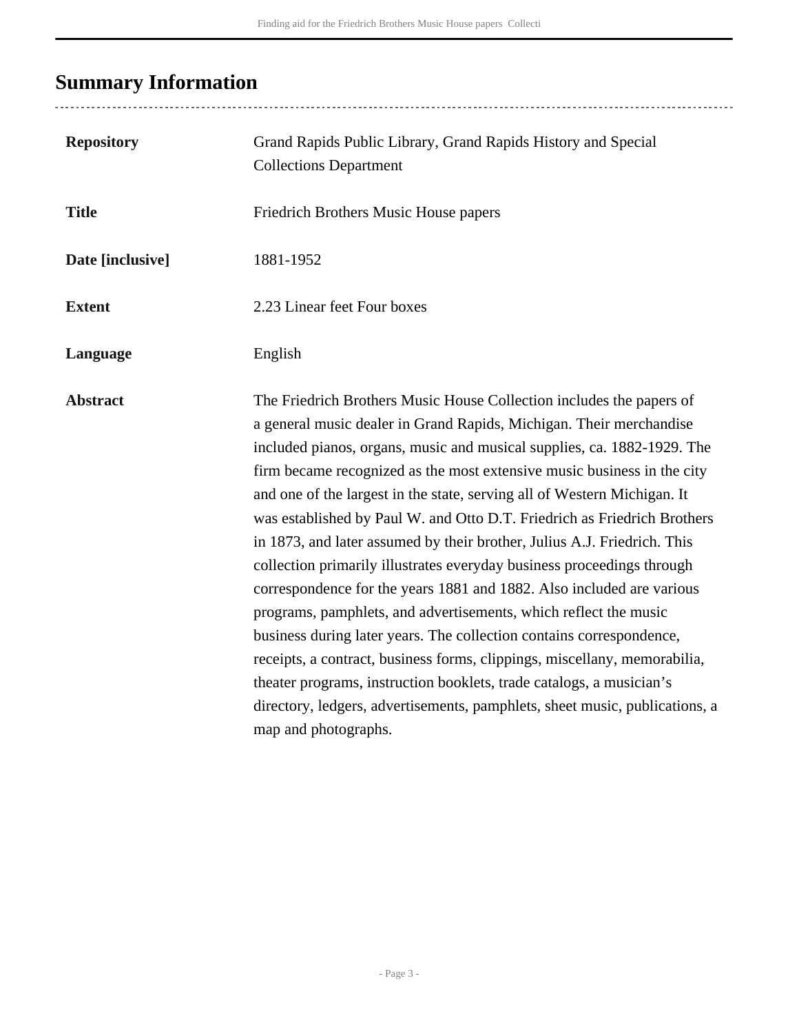## Summary Information

| | |
|---|---|
| **Repository** | Grand Rapids Public Library, Grand Rapids History and Special Collections Department |
| **Title** | Friedrich Brothers Music House papers |
| **Date [inclusive]** | 1881-1952 |
| **Extent** | 2.23 Linear feet Four boxes |
| **Language** | English |
| **Abstract** | The Friedrich Brothers Music House Collection includes the papers of a general music dealer in Grand Rapids, Michigan. Their merchandise included pianos, organs, music and musical supplies, ca. 1882-1929. The firm became recognized as the most extensive music business in the city and one of the largest in the state, serving all of Western Michigan. It was established by Paul W. and Otto D.T. Friedrich as Friedrich Brothers in 1873, and later assumed by their brother, Julius A.J. Friedrich. This collection primarily illustrates everyday business proceedings through correspondence for the years 1881 and 1882. Also included are various programs, pamphlets, and advertisements, which reflect the music business during later years. The collection contains correspondence, receipts, a contract, business forms, clippings, miscellany, memorabilia, theater programs, instruction booklets, trade catalogs, a musician's directory, ledgers, advertisements, pamphlets, sheet music, publications, a map and photographs. |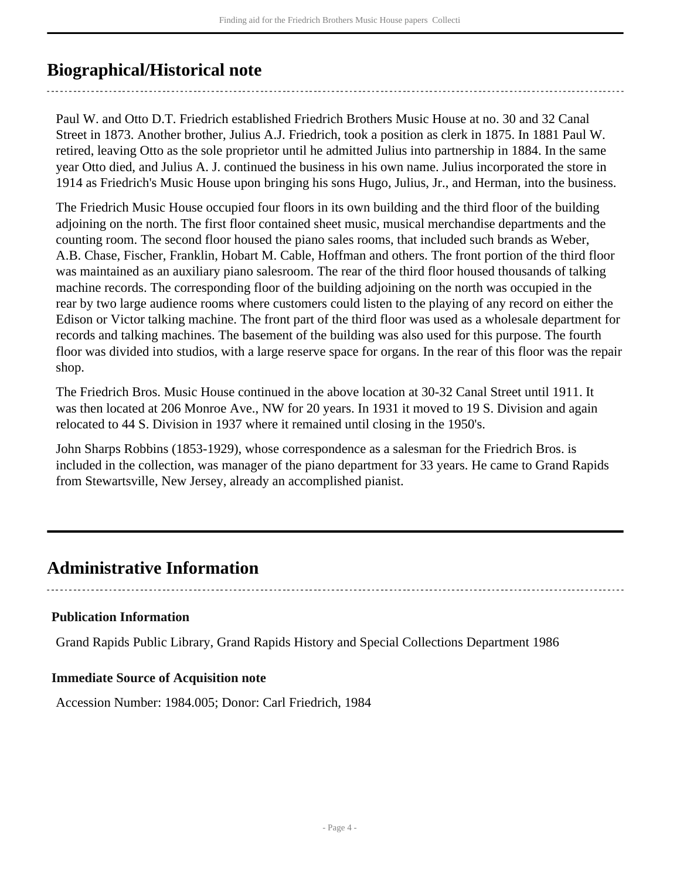## Biographical/Historical note

Paul W. and Otto D.T. Friedrich established Friedrich Brothers Music House at no. 30 and 32 Canal Street in 1873. Another brother, Julius A.J. Friedrich, took a position as clerk in 1875. In 1881 Paul W. retired, leaving Otto as the sole proprietor until he admitted Julius into partnership in 1884. In the same year Otto died, and Julius A. J. continued the business in his own name. Julius incorporated the store in 1914 as Friedrich's Music House upon bringing his sons Hugo, Julius, Jr., and Herman, into the business.

The Friedrich Music House occupied four floors in its own building and the third floor of the building adjoining on the north. The first floor contained sheet music, musical merchandise departments and the counting room. The second floor housed the piano sales rooms, that included such brands as Weber, A.B. Chase, Fischer, Franklin, Hobart M. Cable, Hoffman and others. The front portion of the third floor was maintained as an auxiliary piano salesroom. The rear of the third floor housed thousands of talking machine records. The corresponding floor of the building adjoining on the north was occupied in the rear by two large audience rooms where customers could listen to the playing of any record on either the Edison or Victor talking machine. The front part of the third floor was used as a wholesale department for records and talking machines. The basement of the building was also used for this purpose. The fourth floor was divided into studios, with a large reserve space for organs. In the rear of this floor was the repair shop.

The Friedrich Bros. Music House continued in the above location at 30-32 Canal Street until 1911. It was then located at 206 Monroe Ave., NW for 20 years. In 1931 it moved to 19 S. Division and again relocated to 44 S. Division in 1937 where it remained until closing in the 1950's.

John Sharps Robbins (1853-1929), whose correspondence as a salesman for the Friedrich Bros. is included in the collection, was manager of the piano department for 33 years. He came to Grand Rapids from Stewartsville, New Jersey, already an accomplished pianist.

## Administrative Information

### Publication Information

Grand Rapids Public Library, Grand Rapids History and Special Collections Department 1986

### Immediate Source of Acquisition note

Accession Number: 1984.005; Donor: Carl Friedrich, 1984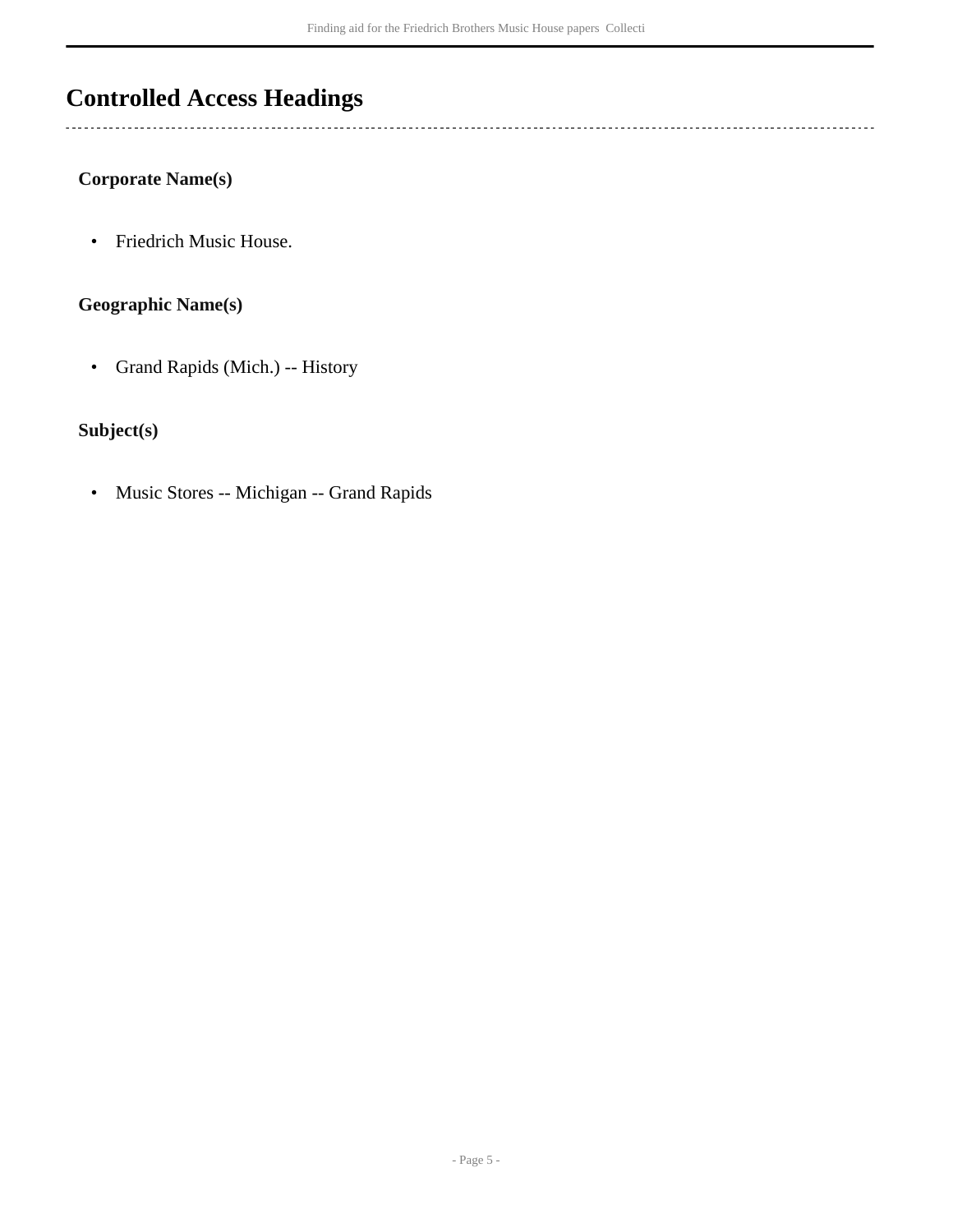## Controlled Access Headings

### Corporate Name(s)

- Friedrich Music House.

### Geographic Name(s)

- Grand Rapids (Mich.) -- History

### Subject(s)

- Music Stores -- Michigan -- Grand Rapids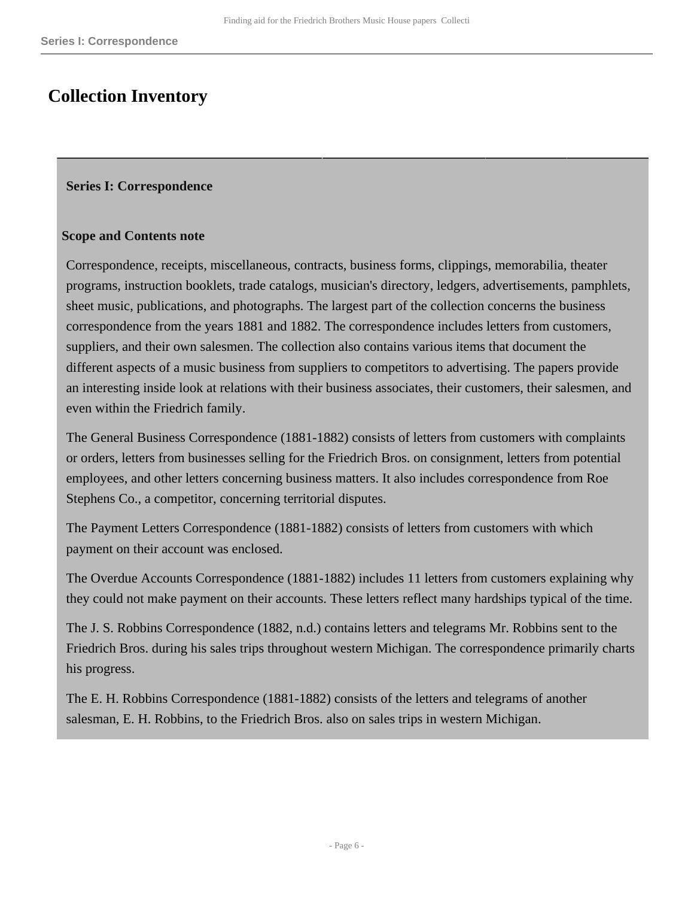# Collection Inventory

## Series I: Correspondence

### Scope and Contents note

Correspondence, receipts, miscellaneous, contracts, business forms, clippings, memorabilia, theater programs, instruction booklets, trade catalogs, musician's directory, ledgers, advertisements, pamphlets, sheet music, publications, and photographs. The largest part of the collection concerns the business correspondence from the years 1881 and 1882. The correspondence includes letters from customers, suppliers, and their own salesmen. The collection also contains various items that document the different aspects of a music business from suppliers to competitors to advertising. The papers provide an interesting inside look at relations with their business associates, their customers, their salesmen, and even within the Friedrich family.

The General Business Correspondence (1881-1882) consists of letters from customers with complaints or orders, letters from businesses selling for the Friedrich Bros. on consignment, letters from potential employees, and other letters concerning business matters. It also includes correspondence from Roe Stephens Co., a competitor, concerning territorial disputes.

The Payment Letters Correspondence (1881-1882) consists of letters from customers with which payment on their account was enclosed.

The Overdue Accounts Correspondence (1881-1882) includes 11 letters from customers explaining why they could not make payment on their accounts. These letters reflect many hardships typical of the time.

The J. S. Robbins Correspondence (1882, n.d.) contains letters and telegrams Mr. Robbins sent to the Friedrich Bros. during his sales trips throughout western Michigan. The correspondence primarily charts his progress.

The E. H. Robbins Correspondence (1881-1882) consists of the letters and telegrams of another salesman, E. H. Robbins, to the Friedrich Bros. also on sales trips in western Michigan.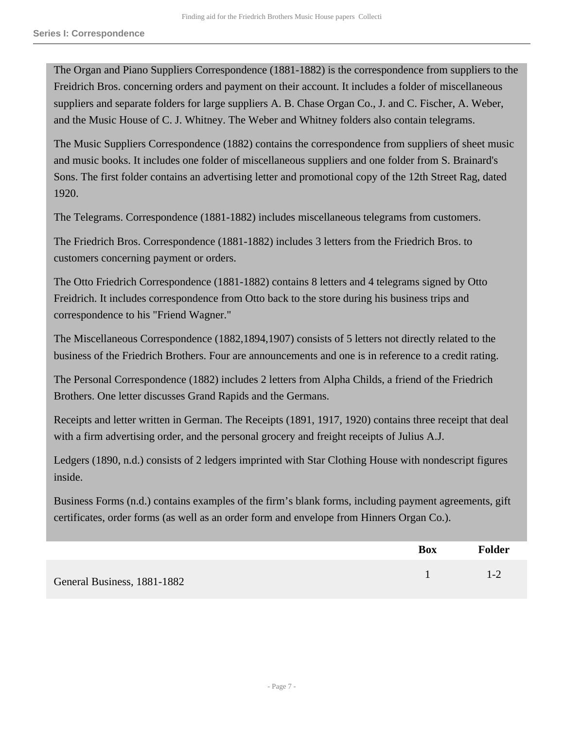The Organ and Piano Suppliers Correspondence (1881-1882) is the correspondence from suppliers to the Freidrich Bros. concerning orders and payment on their account. It includes a folder of miscellaneous suppliers and separate folders for large suppliers A. B. Chase Organ Co., J. and C. Fischer, A. Weber, and the Music House of C. J. Whitney. The Weber and Whitney folders also contain telegrams.

The Music Suppliers Correspondence (1882) contains the correspondence from suppliers of sheet music and music books. It includes one folder of miscellaneous suppliers and one folder from S. Brainard's Sons. The first folder contains an advertising letter and promotional copy of the 12th Street Rag, dated 1920.

The Telegrams. Correspondence (1881-1882) includes miscellaneous telegrams from customers.

The Friedrich Bros. Correspondence (1881-1882) includes 3 letters from the Friedrich Bros. to customers concerning payment or orders.

The Otto Friedrich Correspondence (1881-1882) contains 8 letters and 4 telegrams signed by Otto Freidrich. It includes correspondence from Otto back to the store during his business trips and correspondence to his "Friend Wagner."

The Miscellaneous Correspondence (1882,1894,1907) consists of 5 letters not directly related to the business of the Friedrich Brothers. Four are announcements and one is in reference to a credit rating.

The Personal Correspondence (1882) includes 2 letters from Alpha Childs, a friend of the Friedrich Brothers. One letter discusses Grand Rapids and the Germans.

Receipts and letter written in German. The Receipts (1891, 1917, 1920) contains three receipt that deal with a firm advertising order, and the personal grocery and freight receipts of Julius A.J.

Ledgers (1890, n.d.) consists of 2 ledgers imprinted with Star Clothing House with nondescript figures inside.

Business Forms (n.d.) contains examples of the firm's blank forms, including payment agreements, gift certificates, order forms (as well as an order form and envelope from Hinners Organ Co.).

| | Box | Folder |
|---|---|---|
| General Business, 1881-1882 | 1 | 1-2 |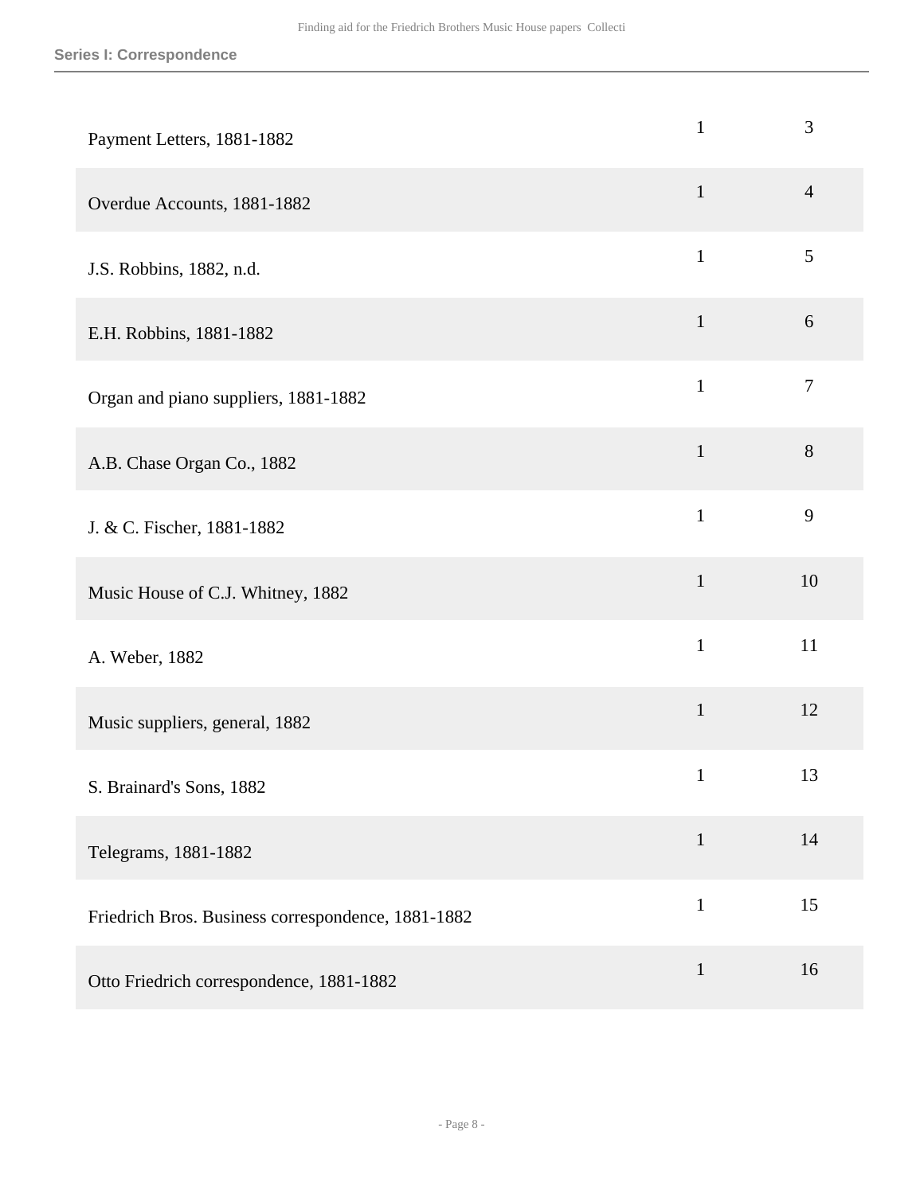| | | |
|---|---|---|
| Payment Letters, 1881-1882 | 1 | 3 |
| Overdue Accounts, 1881-1882 | 1 | 4 |
| J.S. Robbins, 1882, n.d. | 1 | 5 |
| E.H. Robbins, 1881-1882 | 1 | 6 |
| Organ and piano suppliers, 1881-1882 | 1 | 7 |
| A.B. Chase Organ Co., 1882 | 1 | 8 |
| J. & C. Fischer, 1881-1882 | 1 | 9 |
| Music House of C.J. Whitney, 1882 | 1 | 10 |
| A. Weber, 1882 | 1 | 11 |
| Music suppliers, general, 1882 | 1 | 12 |
| S. Brainard's Sons, 1882 | 1 | 13 |
| Telegrams, 1881-1882 | 1 | 14 |
| Friedrich Bros. Business correspondence, 1881-1882 | 1 | 15 |
| Otto Friedrich correspondence, 1881-1882 | 1 | 16 |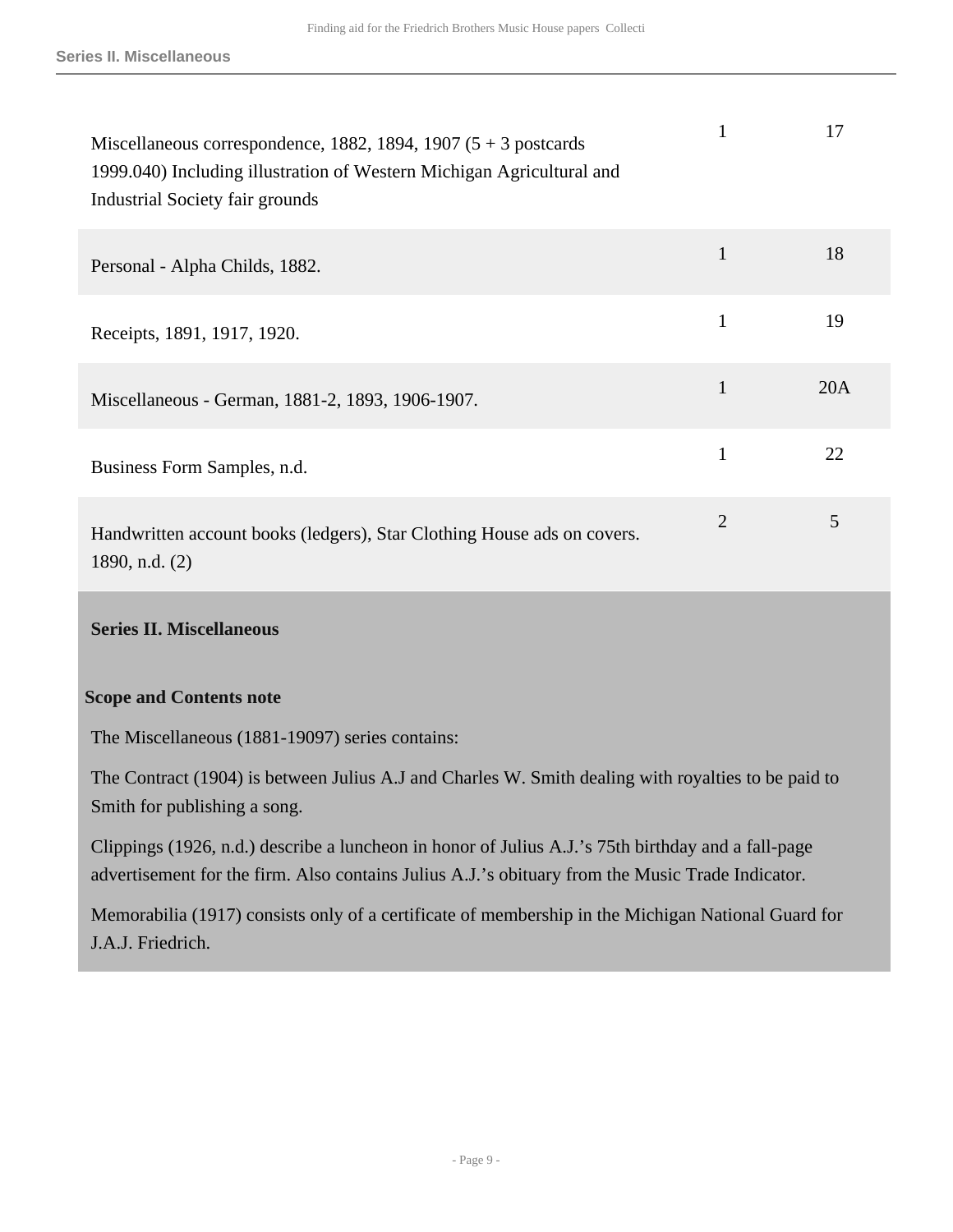| | | |
|---|---|---|
| Miscellaneous correspondence, 1882, 1894, 1907 (5 + 3 postcards 1999.040) Including illustration of Western Michigan Agricultural and Industrial Society fair grounds | 1 | 17 |
| Personal - Alpha Childs, 1882. | 1 | 18 |
| Receipts, 1891, 1917, 1920. | 1 | 19 |
| Miscellaneous - German, 1881-2, 1893, 1906-1907. | 1 | 20A |
| Business Form Samples, n.d. | 1 | 22 |
| Handwritten account books (ledgers), Star Clothing House ads on covers. 1890, n.d. (2) | 2 | 5 |

## Series II. Miscellaneous

### Scope and Contents note

The Miscellaneous (1881-19097) series contains:

The Contract (1904) is between Julius A.J and Charles W. Smith dealing with royalties to be paid to Smith for publishing a song.

Clippings (1926, n.d.) describe a luncheon in honor of Julius A.J.'s 75th birthday and a fall-page advertisement for the firm. Also contains Julius A.J.'s obituary from the Music Trade Indicator.

Memorabilia (1917) consists only of a certificate of membership in the Michigan National Guard for J.A.J. Friedrich.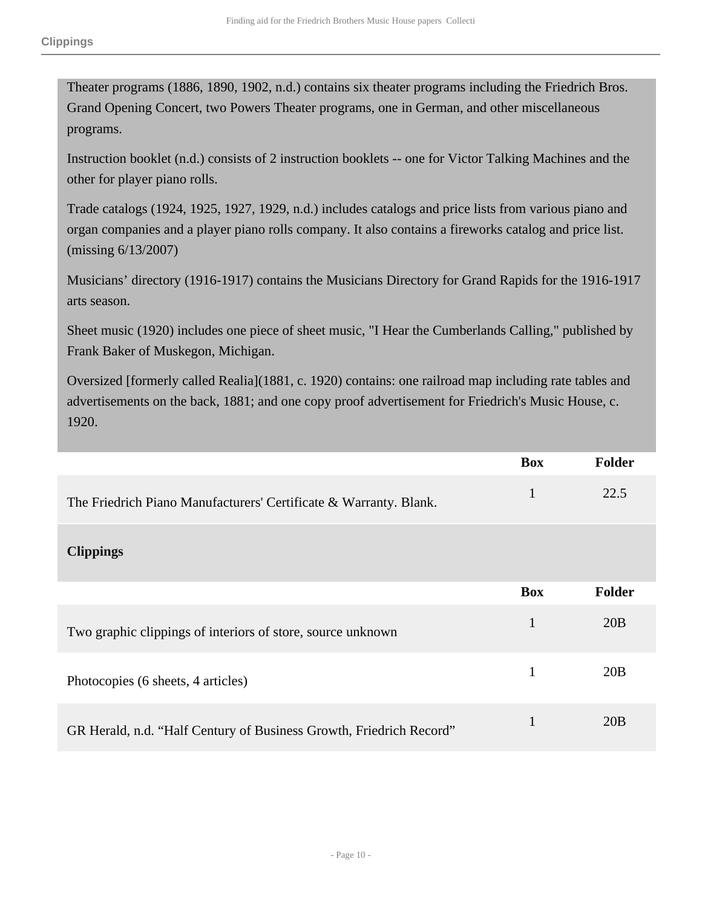Theater programs (1886, 1890, 1902, n.d.) contains six theater programs including the Friedrich Bros. Grand Opening Concert, two Powers Theater programs, one in German, and other miscellaneous programs.

Instruction booklet (n.d.) consists of 2 instruction booklets -- one for Victor Talking Machines and the other for player piano rolls.

Trade catalogs (1924, 1925, 1927, 1929, n.d.) includes catalogs and price lists from various piano and organ companies and a player piano rolls company. It also contains a fireworks catalog and price list. (missing 6/13/2007)

Musicians' directory (1916-1917) contains the Musicians Directory for Grand Rapids for the 1916-1917 arts season.

Sheet music (1920) includes one piece of sheet music, "I Hear the Cumberlands Calling," published by Frank Baker of Muskegon, Michigan.

Oversized [formerly called Realia](1881, c. 1920) contains: one railroad map including rate tables and advertisements on the back, 1881; and one copy proof advertisement for Friedrich's Music House, c. 1920.

| | Box | Folder |
|---|---|---|
| The Friedrich Piano Manufacturers' Certificate & Warranty. Blank. | 1 | 22.5 |

## Clippings

| | Box | Folder |
|---|---|---|
| Two graphic clippings of interiors of store, source unknown | 1 | 20B |
| Photocopies (6 sheets, 4 articles) | 1 | 20B |
| GR Herald, n.d. "Half Century of Business Growth, Friedrich Record" | 1 | 20B |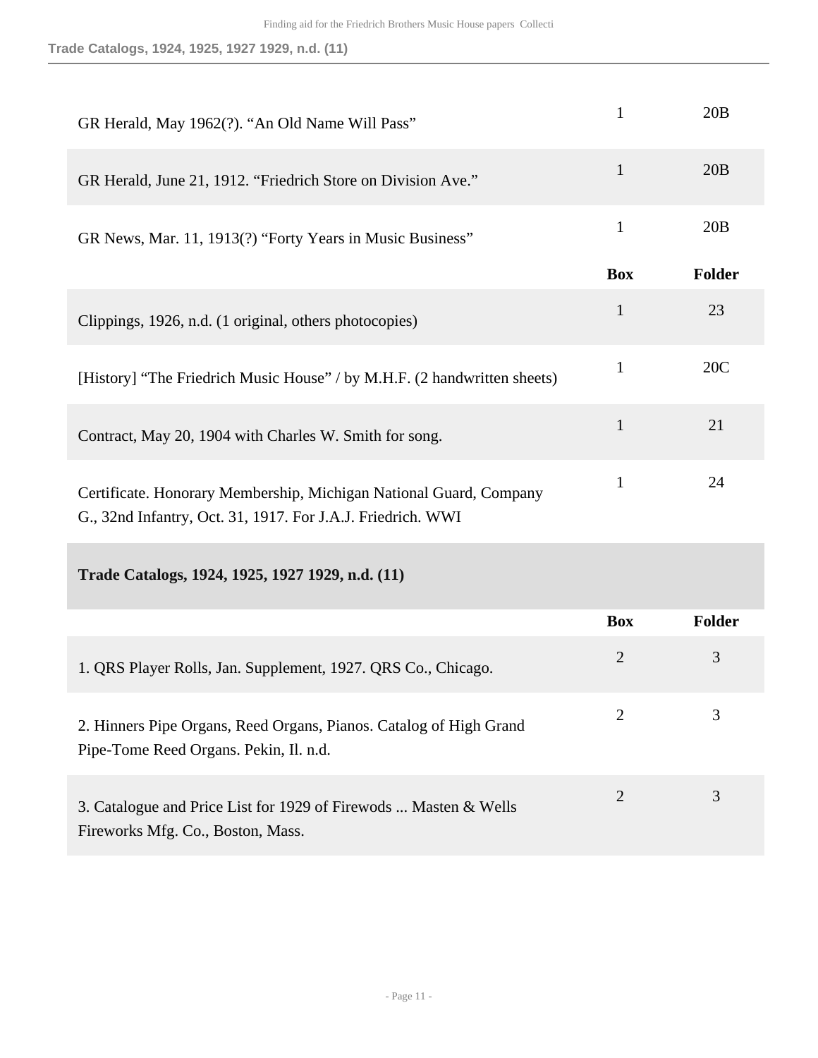| | Box | Folder |
|---|---|---|
| GR Herald, May 1962(?). “An Old Name Will Pass” | 1 | 20B |
| GR Herald, June 21, 1912. “Friedrich Store on Division Ave.” | 1 | 20B |
| GR News, Mar. 11, 1913(?) “Forty Years in Music Business” | 1 | 20B |

| | Box | Folder |
|---|---|---|
| Clippings, 1926, n.d. (1 original, others photocopies) | 1 | 23 |
| [History] “The Friedrich Music House” / by M.H.F. (2 handwritten sheets) | 1 | 20C |
| Contract, May 20, 1904 with Charles W. Smith for song. | 1 | 21 |
| Certificate. Honorary Membership, Michigan National Guard, Company G., 32nd Infantry, Oct. 31, 1917. For J.A.J. Friedrich. WWI | 1 | 24 |

### Trade Catalogs, 1924, 1925, 1927 1929, n.d. (11)

| | Box | Folder |
|---|---|---|
| 1. QRS Player Rolls, Jan. Supplement, 1927. QRS Co., Chicago. | 2 | 3 |
| 2. Hinners Pipe Organs, Reed Organs, Pianos. Catalog of High Grand Pipe-Tome Reed Organs. Pekin, Il. n.d. | 2 | 3 |
| 3. Catalogue and Price List for 1929 of Firewods ... Masten & Wells Fireworks Mfg. Co., Boston, Mass. | 2 | 3 |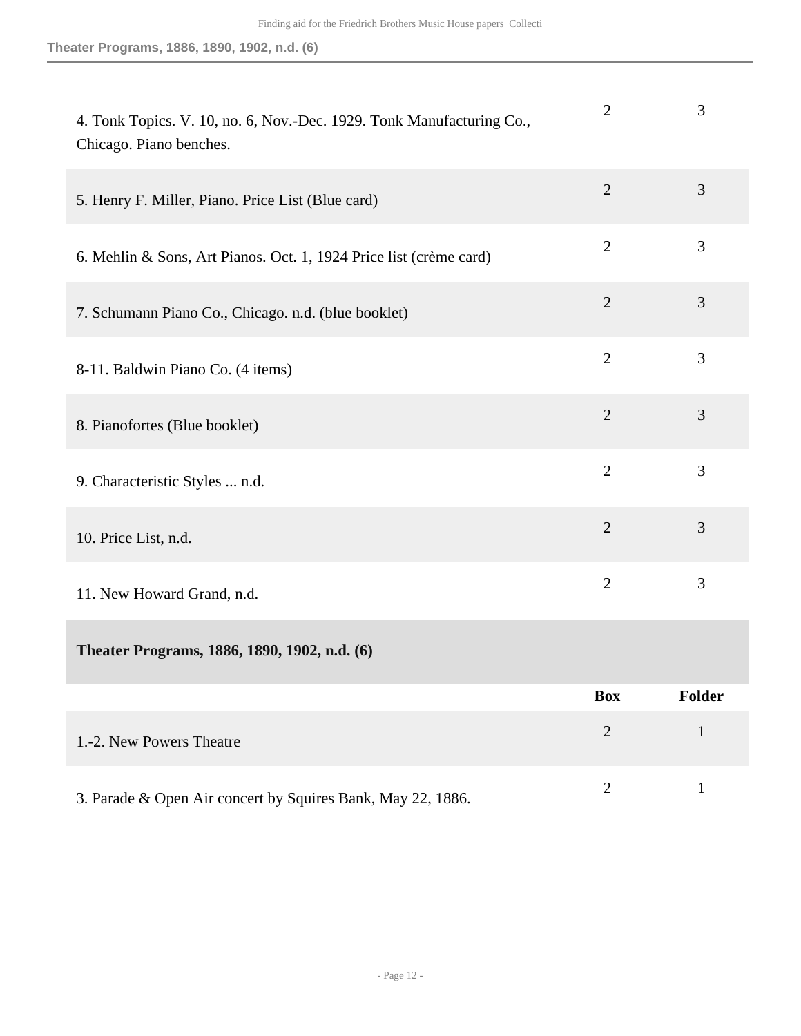| | Box | Folder |
|---|---|---|
| 4. Tonk Topics. V. 10, no. 6, Nov.-Dec. 1929. Tonk Manufacturing Co., Chicago. Piano benches. | 2 | 3 |
| 5. Henry F. Miller, Piano. Price List (Blue card) | 2 | 3 |
| 6. Mehlin & Sons, Art Pianos. Oct. 1, 1924 Price list (crème card) | 2 | 3 |
| 7. Schumann Piano Co., Chicago. n.d. (blue booklet) | 2 | 3 |
| 8-11. Baldwin Piano Co. (4 items) | 2 | 3 |
| 8. Pianofortes (Blue booklet) | 2 | 3 |
| 9. Characteristic Styles ... n.d. | 2 | 3 |
| 10. Price List, n.d. | 2 | 3 |
| 11. New Howard Grand, n.d. | 2 | 3 |

### Theater Programs, 1886, 1890, 1902, n.d. (6)

| | Box | Folder |
|---|---|---|
| 1.-2. New Powers Theatre | 2 | 1 |
| 3. Parade & Open Air concert by Squires Bank, May 22, 1886. | 2 | 1 |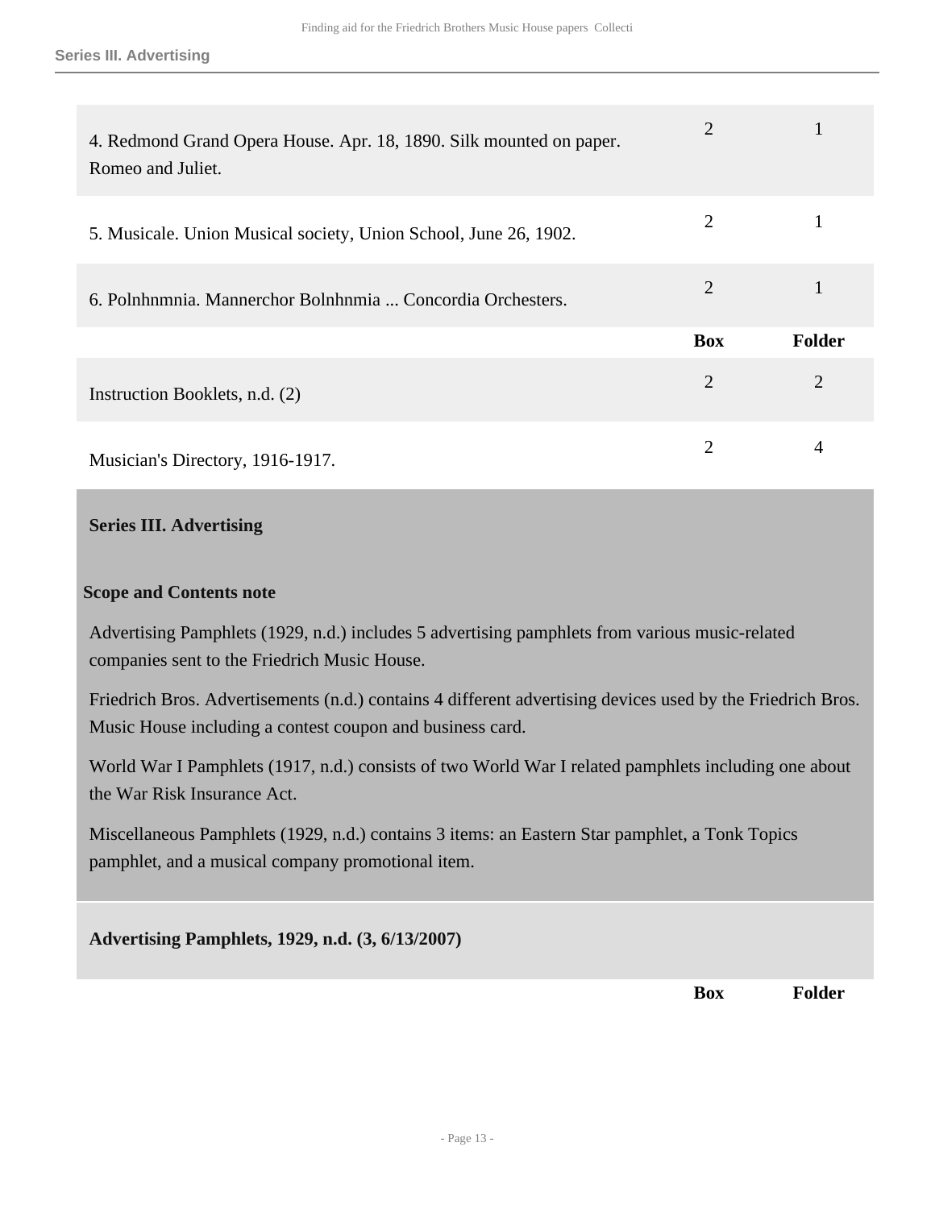| | | |
|---|---|---|
| 4. Redmond Grand Opera House. Apr. 18, 1890. Silk mounted on paper. Romeo and Juliet. | 2 | 1 |
| 5. Musicale. Union Musical society, Union School, June 26, 1902. | 2 | 1 |
| 6. Polnhnmnia. Mannerchor Bolnhnmia ... Concordia Orchesters. | 2 | 1 |

| | Box | Folder |
|---|---|---|
| Instruction Booklets, n.d. (2) | 2 | 2 |
| Musician's Directory, 1916-1917. | 2 | 4 |

## Series III. Advertising

### Scope and Contents note

Advertising Pamphlets (1929, n.d.) includes 5 advertising pamphlets from various music-related companies sent to the Friedrich Music House.

Friedrich Bros. Advertisements (n.d.) contains 4 different advertising devices used by the Friedrich Bros. Music House including a contest coupon and business card.

World War I Pamphlets (1917, n.d.) consists of two World War I related pamphlets including one about the War Risk Insurance Act.

Miscellaneous Pamphlets (1929, n.d.) contains 3 items: an Eastern Star pamphlet, a Tonk Topics pamphlet, and a musical company promotional item.

**Advertising Pamphlets, 1929, n.d. (3, 6/13/2007)**

| | Box | Folder |
|---|---|---|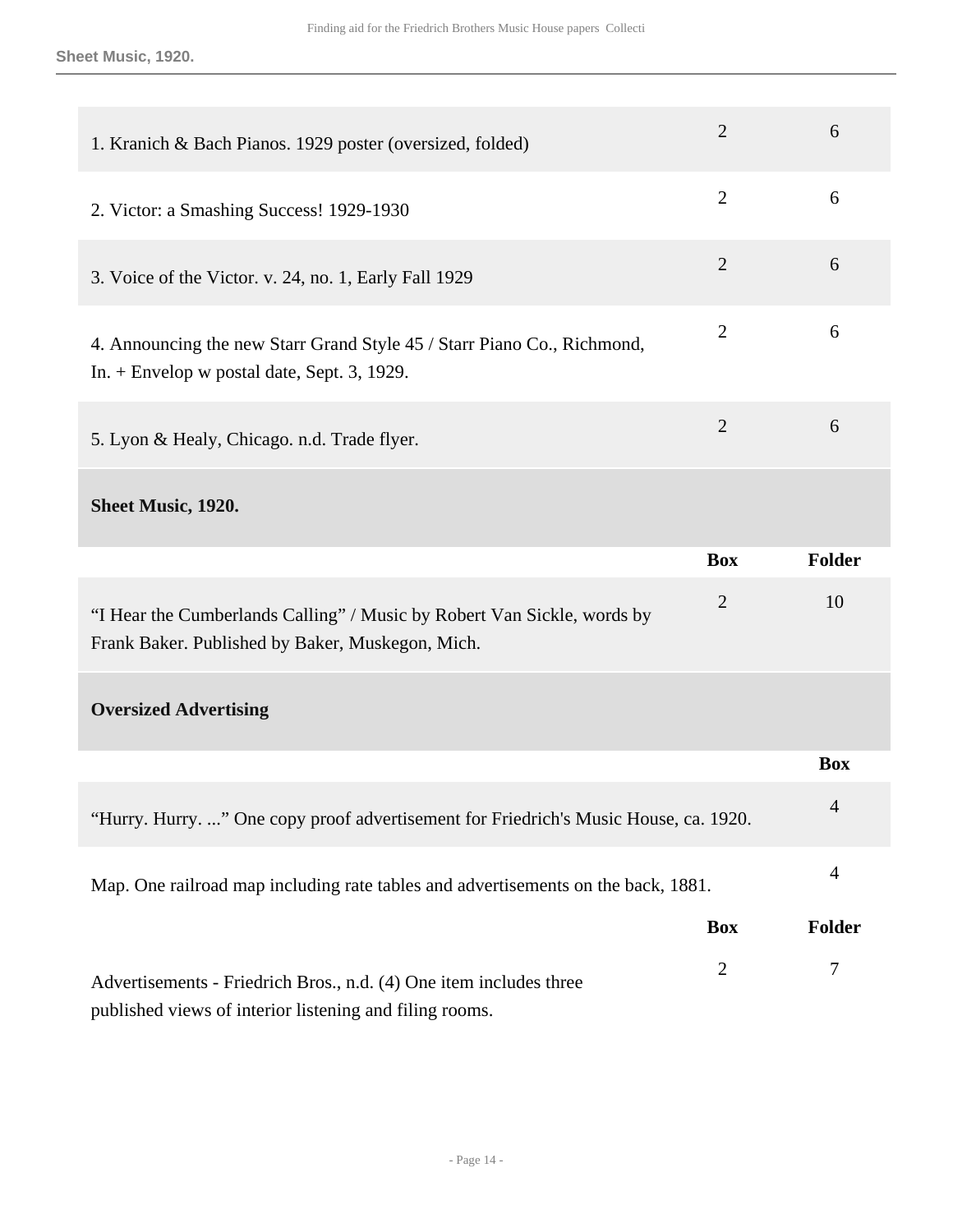| | Box | Folder |
|---|---|---|
| 1. Kranich & Bach Pianos. 1929 poster (oversized, folded) | 2 | 6 |
| 2. Victor: a Smashing Success! 1929-1930 | 2 | 6 |
| 3. Voice of the Victor. v. 24, no. 1, Early Fall 1929 | 2 | 6 |
| 4. Announcing the new Starr Grand Style 45 / Starr Piano Co., Richmond, In. + Envelop w postal date, Sept. 3, 1929. | 2 | 6 |
| 5. Lyon & Healy, Chicago. n.d. Trade flyer. | 2 | 6 |

### Sheet Music, 1920.

| | Box | Folder |
|---|---|---|
| "I Hear the Cumberlands Calling" / Music by Robert Van Sickle, words by Frank Baker. Published by Baker, Muskegon, Mich. | 2 | 10 |

### Oversized Advertising

| | Box |
|---|---|
| "Hurry. Hurry. ..." One copy proof advertisement for Friedrich's Music House, ca. 1920. | 4 |
| Map. One railroad map including rate tables and advertisements on the back, 1881. | 4 |

| | Box | Folder |
|---|---|---|
| Advertisements - Friedrich Bros., n.d. (4) One item includes three published views of interior listening and filing rooms. | 2 | 7 |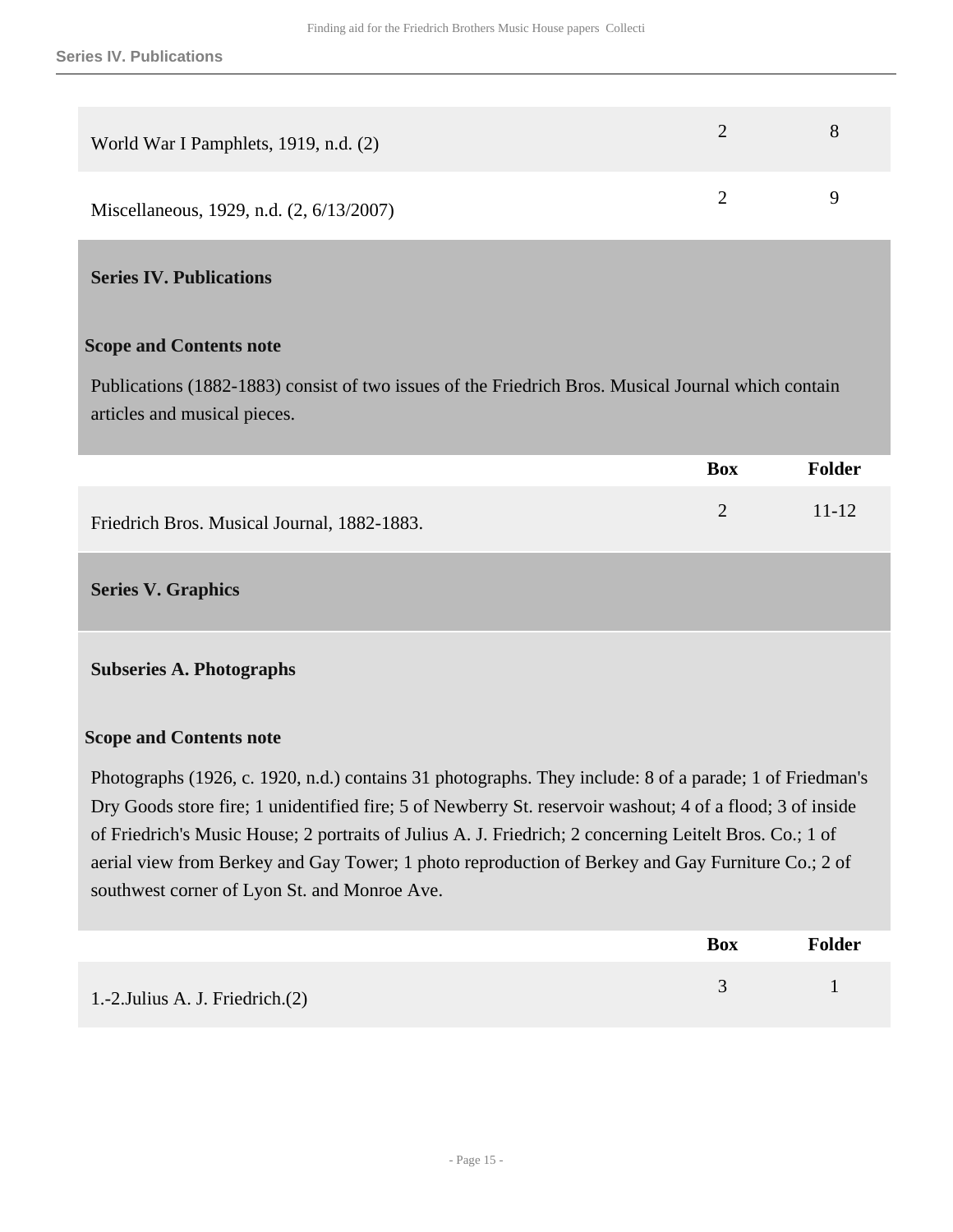| | Box | Folder |
|---|---|---|
| World War I Pamphlets, 1919, n.d. (2) | 2 | 8 |
| Miscellaneous, 1929, n.d. (2, 6/13/2007) | 2 | 9 |

## Series IV. Publications

### Scope and Contents note

Publications (1882-1883) consist of two issues of the Friedrich Bros. Musical Journal which contain articles and musical pieces.

| | Box | Folder |
|---|---|---|
| Friedrich Bros. Musical Journal, 1882-1883. | 2 | 11-12 |

## Series V. Graphics

### Subseries A. Photographs

### Scope and Contents note

Photographs (1926, c. 1920, n.d.) contains 31 photographs. They include: 8 of a parade; 1 of Friedman's Dry Goods store fire; 1 unidentified fire; 5 of Newberry St. reservoir washout; 4 of a flood; 3 of inside of Friedrich's Music House; 2 portraits of Julius A. J. Friedrich; 2 concerning Leitelt Bros. Co.; 1 of aerial view from Berkey and Gay Tower; 1 photo reproduction of Berkey and Gay Furniture Co.; 2 of southwest corner of Lyon St. and Monroe Ave.

| | Box | Folder |
|---|---|---|
| 1.-2.Julius A. J. Friedrich.(2) | 3 | 1 |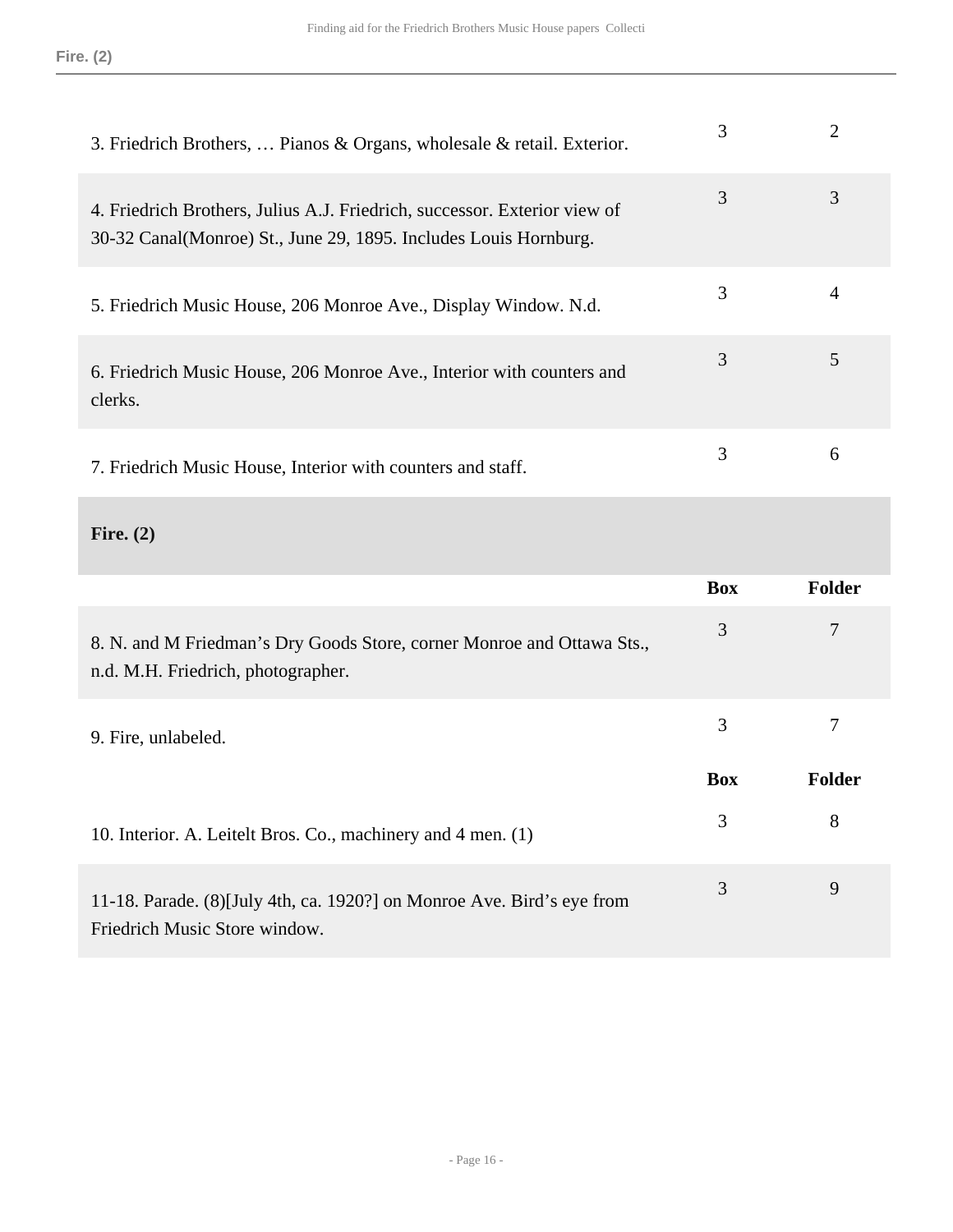| | Box | Folder |
|---|---|---|
| 3. Friedrich Brothers, … Pianos & Organs, wholesale & retail. Exterior. | 3 | 2 |
| 4. Friedrich Brothers, Julius A.J. Friedrich, successor. Exterior view of 30-32 Canal(Monroe) St., June 29, 1895. Includes Louis Hornburg. | 3 | 3 |
| 5. Friedrich Music House, 206 Monroe Ave., Display Window. N.d. | 3 | 4 |
| 6. Friedrich Music House, 206 Monroe Ave., Interior with counters and clerks. | 3 | 5 |
| 7. Friedrich Music House, Interior with counters and staff. | 3 | 6 |

**Fire. (2)**

| | Box | Folder |
|---|---|---|
| 8. N. and M Friedman's Dry Goods Store, corner Monroe and Ottawa Sts., n.d. M.H. Friedrich, photographer. | 3 | 7 |
| 9. Fire, unlabeled. | 3 | 7 |

| | Box | Folder |
|---|---|---|
| 10. Interior. A. Leitelt Bros. Co., machinery and 4 men. (1) | 3 | 8 |
| 11-18. Parade. (8)[July 4th, ca. 1920?] on Monroe Ave. Bird's eye from Friedrich Music Store window. | 3 | 9 |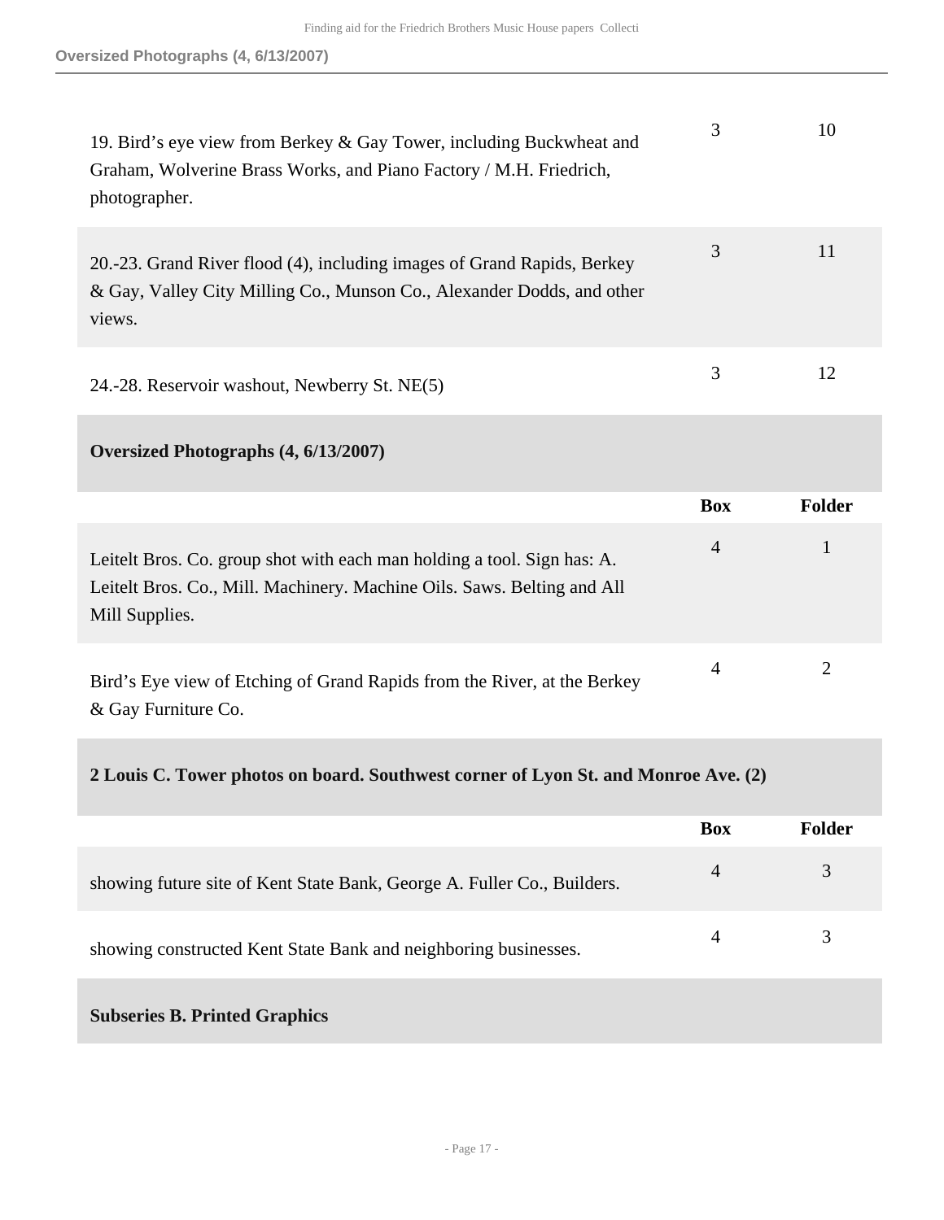| | Box | Folder |
|---|---|---|
| 19. Bird's eye view from Berkey & Gay Tower, including Buckwheat and Graham, Wolverine Brass Works, and Piano Factory / M.H. Friedrich, photographer. | 3 | 10 |
| 20.-23. Grand River flood (4), including images of Grand Rapids, Berkey & Gay, Valley City Milling Co., Munson Co., Alexander Dodds, and other views. | 3 | 11 |
| 24.-28. Reservoir washout, Newberry St. NE(5) | 3 | 12 |

**Oversized Photographs (4, 6/13/2007)**

| | Box | Folder |
|---|---|---|
| Leitelt Bros. Co. group shot with each man holding a tool. Sign has: A. Leitelt Bros. Co., Mill. Machinery. Machine Oils. Saws. Belting and All Mill Supplies. | 4 | 1 |
| Bird's Eye view of Etching of Grand Rapids from the River, at the Berkey & Gay Furniture Co. | 4 | 2 |

**2 Louis C. Tower photos on board. Southwest corner of Lyon St. and Monroe Ave. (2)**

| | Box | Folder |
|---|---|---|
| showing future site of Kent State Bank, George A. Fuller Co., Builders. | 4 | 3 |
| showing constructed Kent State Bank and neighboring businesses. | 4 | 3 |

**Subseries B. Printed Graphics**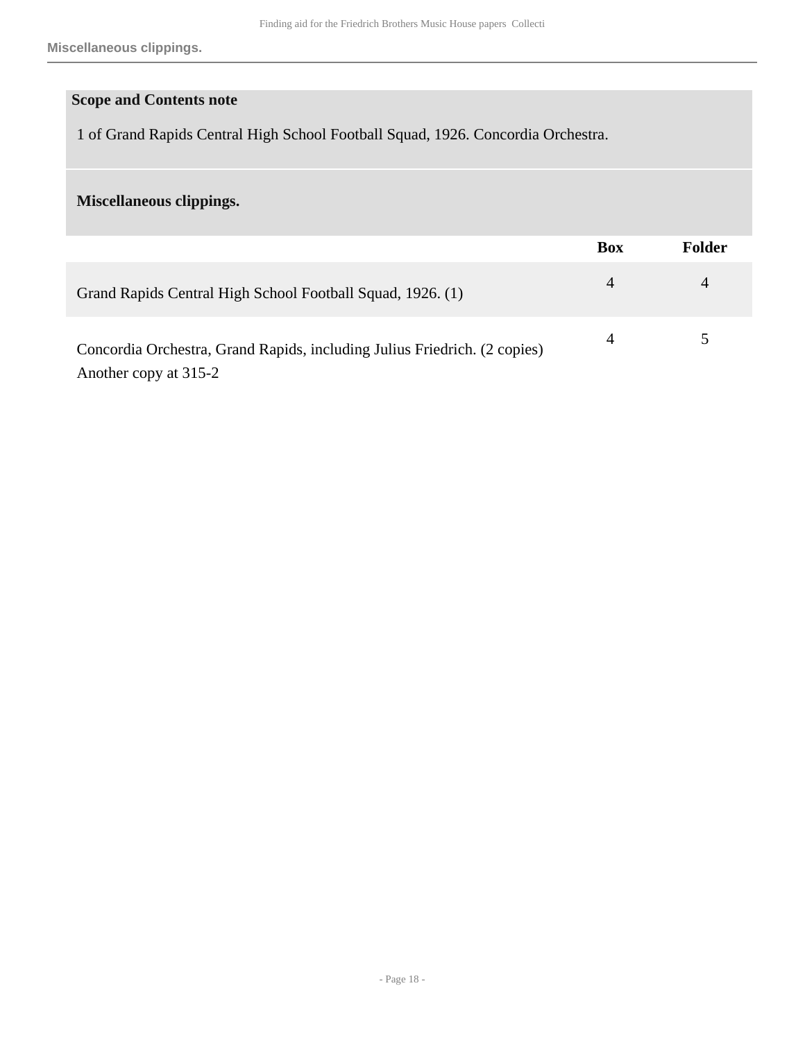**Scope and Contents note**

1 of Grand Rapids Central High School Football Squad, 1926. Concordia Orchestra.

**Miscellaneous clippings.**

| | Box | Folder |
|---|---|---|
| Grand Rapids Central High School Football Squad, 1926. (1) | 4 | 4 |
| Concordia Orchestra, Grand Rapids, including Julius Friedrich. (2 copies) Another copy at 315-2 | 4 | 5 |